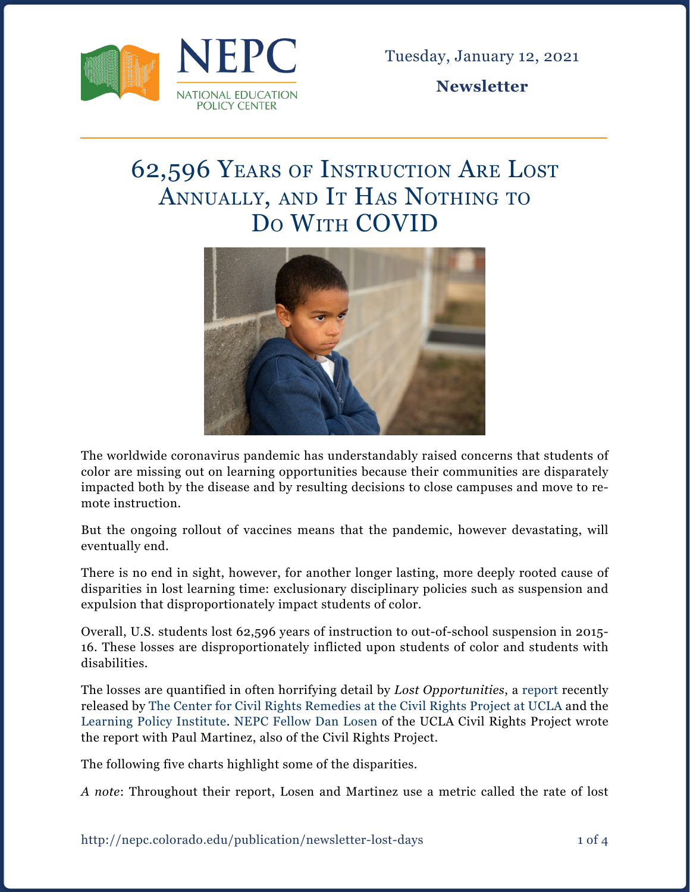NEPC
NATIONAL EDUCATION POLICY CENTER

Tuesday, January 12, 2021

**Newsletter**

# 62,596 Years of Instruction Are Lost Annually, and It Has Nothing to Do With COVID

The worldwide coronavirus pandemic has understandably raised concerns that students of color are missing out on learning opportunities because their communities are disparately impacted both by the disease and by resulting decisions to close campuses and move to remote instruction.

But the ongoing rollout of vaccines means that the pandemic, however devastating, will eventually end.

There is no end in sight, however, for another longer lasting, more deeply rooted cause of disparities in lost learning time: exclusionary disciplinary policies such as suspension and expulsion that disproportionately impact students of color.

Overall, U.S. students lost 62,596 years of instruction to out-of-school suspension in 2015-16. These losses are disproportionately inflicted upon students of color and students with disabilities.

The losses are quantified in often horrifying detail by *Lost Opportunities*, a report recently released by The Center for Civil Rights Remedies at the Civil Rights Project at UCLA and the Learning Policy Institute. NEPC Fellow Dan Losen of the UCLA Civil Rights Project wrote the report with Paul Martinez, also of the Civil Rights Project.

The following five charts highlight some of the disparities.

*A note*: Throughout their report, Losen and Martinez use a metric called the rate of lost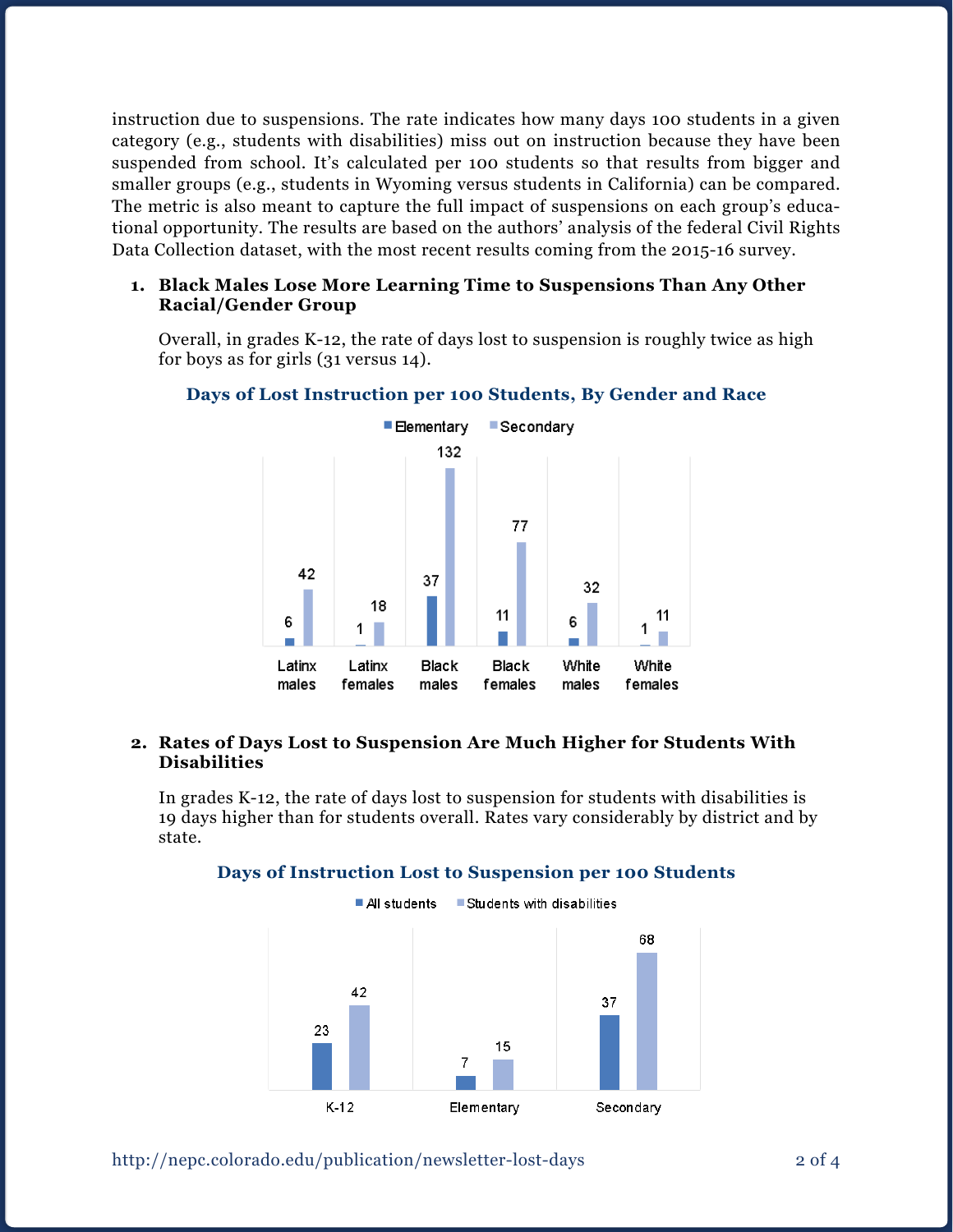instruction due to suspensions. The rate indicates how many days 100 students in a given category (e.g., students with disabilities) miss out on instruction because they have been suspended from school. It's calculated per 100 students so that results from bigger and smaller groups (e.g., students in Wyoming versus students in California) can be compared. The metric is also meant to capture the full impact of suspensions on each group's educational opportunity. The results are based on the authors' analysis of the federal Civil Rights Data Collection dataset, with the most recent results coming from the 2015-16 survey.

1. **Black Males Lose More Learning Time to Suspensions Than Any Other Racial/Gender Group**

   Overall, in grades K-12, the rate of days lost to suspension is roughly twice as high for boys as for girls (31 versus 14).

**Days of Lost Instruction per 100 Students, By Gender and Race**

| | Elementary | Secondary |
|---|---|---|
| Latinx males | 6 | 42 |
| Latinx females | 1 | 18 |
| Black males | 37 | 132 |
| Black females | 11 | 77 |
| White males | 6 | 32 |
| White females | 1 | 11 |

2. **Rates of Days Lost to Suspension Are Much Higher for Students With Disabilities**

   In grades K-12, the rate of days lost to suspension for students with disabilities is 19 days higher than for students overall. Rates vary considerably by district and by state.

**Days of Instruction Lost to Suspension per 100 Students**

| | All students | Students with disabilities |
|---|---|---|
| K-12 | 23 | 42 |
| Elementary | 7 | 15 |
| Secondary | 37 | 68 |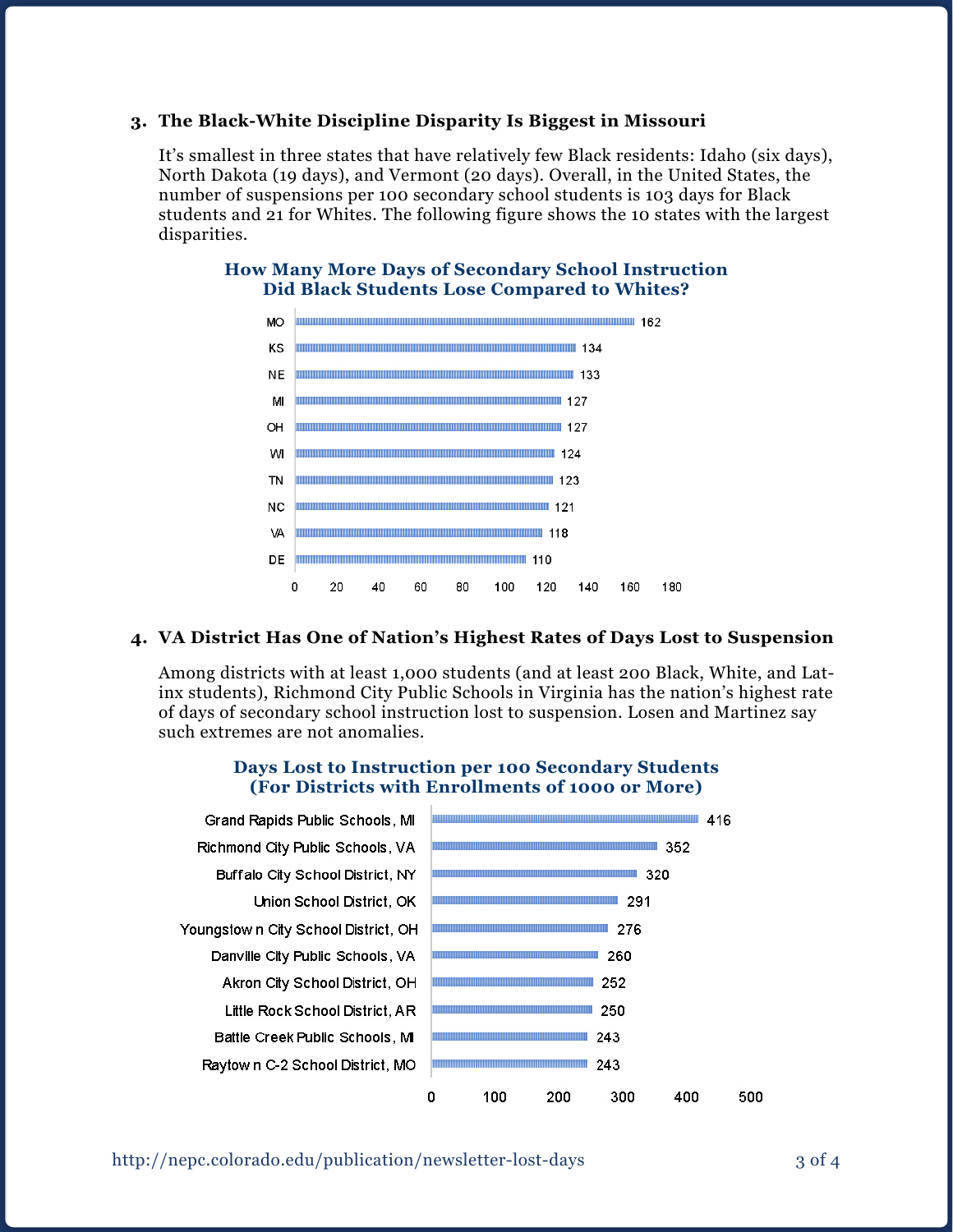### 3. The Black-White Discipline Disparity Is Biggest in Missouri

It's smallest in three states that have relatively few Black residents: Idaho (six days), North Dakota (19 days), and Vermont (20 days). Overall, in the United States, the number of suspensions per 100 secondary school students is 103 days for Black students and 21 for Whites. The following figure shows the 10 states with the largest disparities.

**How Many More Days of Secondary School Instruction Did Black Students Lose Compared to Whites?**

| State | Days |
|---|---|
| MO | 162 |
| KS | 134 |
| NE | 133 |
| MI | 127 |
| OH | 127 |
| WI | 124 |
| TN | 123 |
| NC | 121 |
| VA | 118 |
| DE | 110 |

### 4. VA District Has One of Nation's Highest Rates of Days Lost to Suspension

Among districts with at least 1,000 students (and at least 200 Black, White, and Latinx students), Richmond City Public Schools in Virginia has the nation's highest rate of days of secondary school instruction lost to suspension. Losen and Martinez say such extremes are not anomalies.

**Days Lost to Instruction per 100 Secondary Students (For Districts with Enrollments of 1000 or More)**

| District | Days |
|---|---|
| Grand Rapids Public Schools, MI | 416 |
| Richmond City Public Schools, VA | 352 |
| Buffalo City School District, NY | 320 |
| Union School District, OK | 291 |
| Youngstown City School District, OH | 276 |
| Danville City Public Schools, VA | 260 |
| Akron City School District, OH | 252 |
| Little Rock School District, AR | 250 |
| Battle Creek Public Schools, MI | 243 |
| Raytown C-2 School District, MO | 243 |

http://nepc.colorado.edu/publication/newsletter-lost-days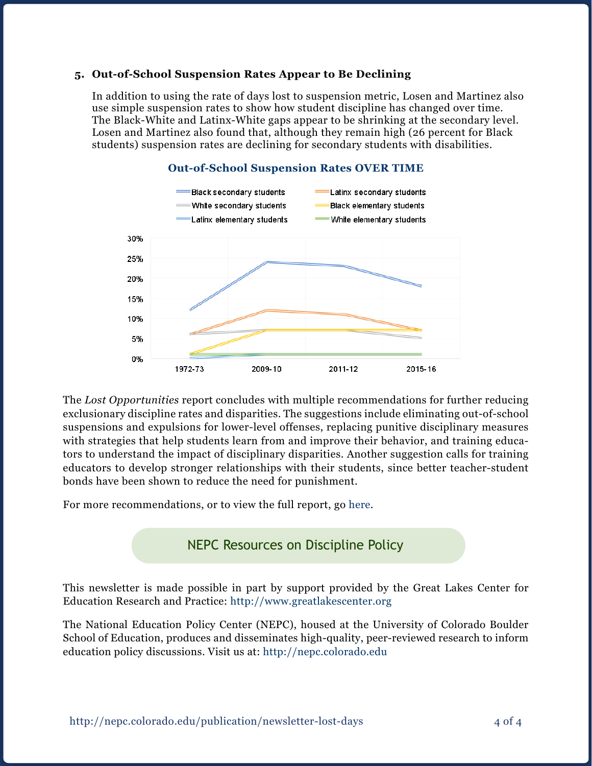5. **Out-of-School Suspension Rates Appear to Be Declining**

In addition to using the rate of days lost to suspension metric, Losen and Martinez also use simple suspension rates to show how student discipline has changed over time. The Black-White and Latinx-White gaps appear to be shrinking at the secondary level. Losen and Martinez also found that, although they remain high (26 percent for Black students) suspension rates are declining for secondary students with disabilities.

**Out-of-School Suspension Rates OVER TIME**

Black secondary students
Latinx secondary students
White secondary students
Black elementary students
Latinx elementary students
White elementary students

30%
25%
20%
15%
10%
5%
0%

1972-73
2009-10
2011-12
2015-16

The *Lost Opportunities* report concludes with multiple recommendations for further reducing exclusionary discipline rates and disparities. The suggestions include eliminating out-of-school suspensions and expulsions for lower-level offenses, replacing punitive disciplinary measures with strategies that help students learn from and improve their behavior, and training educators to understand the impact of disciplinary disparities. Another suggestion calls for training educators to develop stronger relationships with their students, since better teacher-student bonds have been shown to reduce the need for punishment.

For more recommendations, or to view the full report, go here.

NEPC Resources on Discipline Policy

This newsletter is made possible in part by support provided by the Great Lakes Center for Education Research and Practice: http://www.greatlakescenter.org

The National Education Policy Center (NEPC), housed at the University of Colorado Boulder School of Education, produces and disseminates high-quality, peer-reviewed research to inform education policy discussions. Visit us at: http://nepc.colorado.edu

http://nepc.colorado.edu/publication/newsletter-lost-days